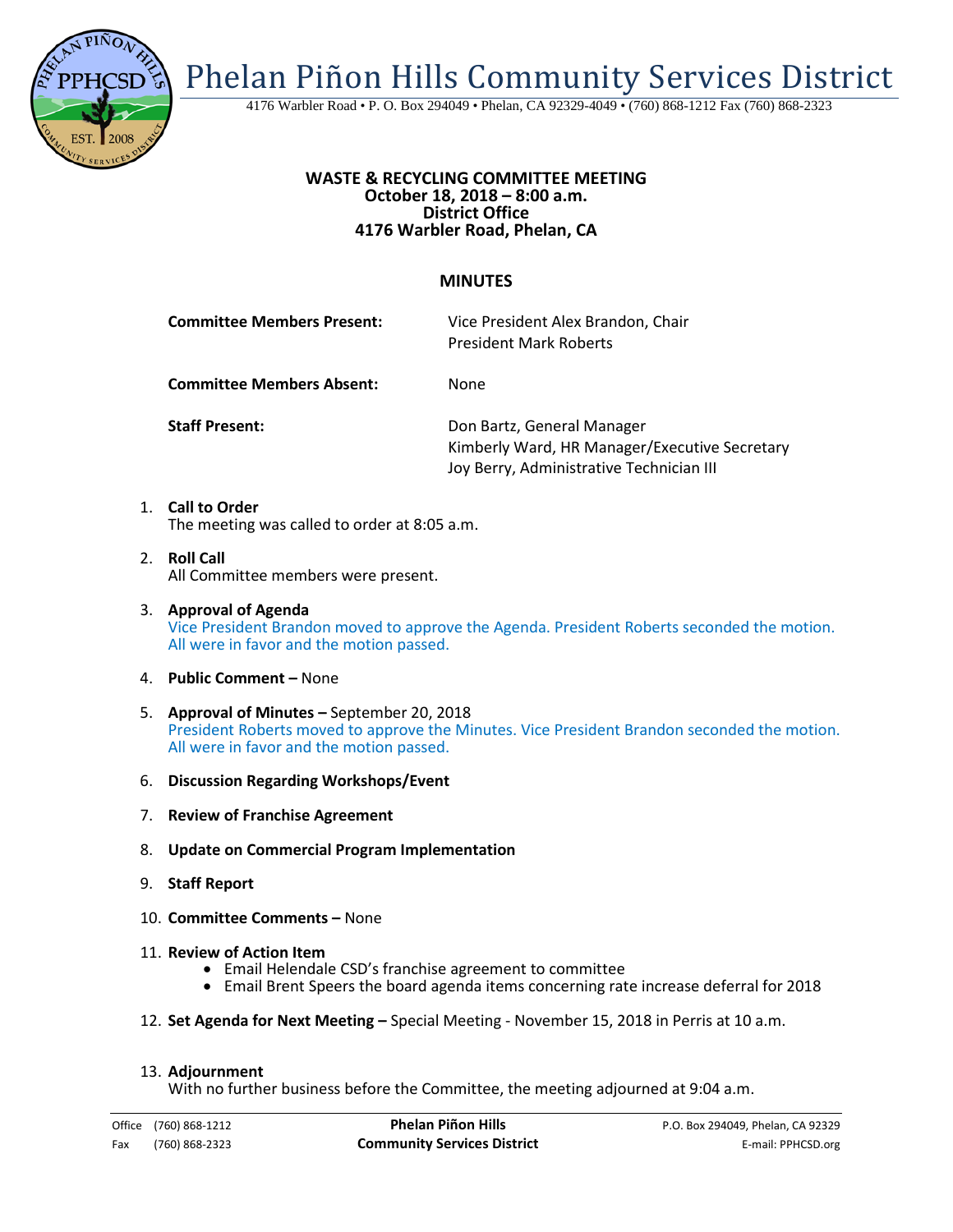# Phelan Piñon Hills Community Services District

4176 Warbler Road • P. O. Box 294049 • Phelan, CA 92329-4049 • (760) 868-1212 Fax (760) 868-2323

**WASTE & RECYCLING COMMITTEE MEETING**
**October 18, 2018 – 8:00 a.m.**
**District Office**
**4176 Warbler Road, Phelan, CA**

## MINUTES

**Committee Members Present:** Vice President Alex Brandon, Chair
President Mark Roberts

**Committee Members Absent:** None

**Staff Present:** Don Bartz, General Manager
Kimberly Ward, HR Manager/Executive Secretary
Joy Berry, Administrative Technician III

1. **Call to Order**
   The meeting was called to order at 8:05 a.m.

2. **Roll Call**
   All Committee members were present.

3. **Approval of Agenda**
   Vice President Brandon moved to approve the Agenda. President Roberts seconded the motion. All were in favor and the motion passed.

4. **Public Comment –** None

5. **Approval of Minutes –** September 20, 2018
   President Roberts moved to approve the Minutes. Vice President Brandon seconded the motion. All were in favor and the motion passed.

6. **Discussion Regarding Workshops/Event**

7. **Review of Franchise Agreement**

8. **Update on Commercial Program Implementation**

9. **Staff Report**

10. **Committee Comments –** None

11. **Review of Action Item**
    - Email Helendale CSD's franchise agreement to committee
    - Email Brent Speers the board agenda items concerning rate increase deferral for 2018

12. **Set Agenda for Next Meeting –** Special Meeting - November 15, 2018 in Perris at 10 a.m.

13. **Adjournment**
    With no further business before the Committee, the meeting adjourned at 9:04 a.m.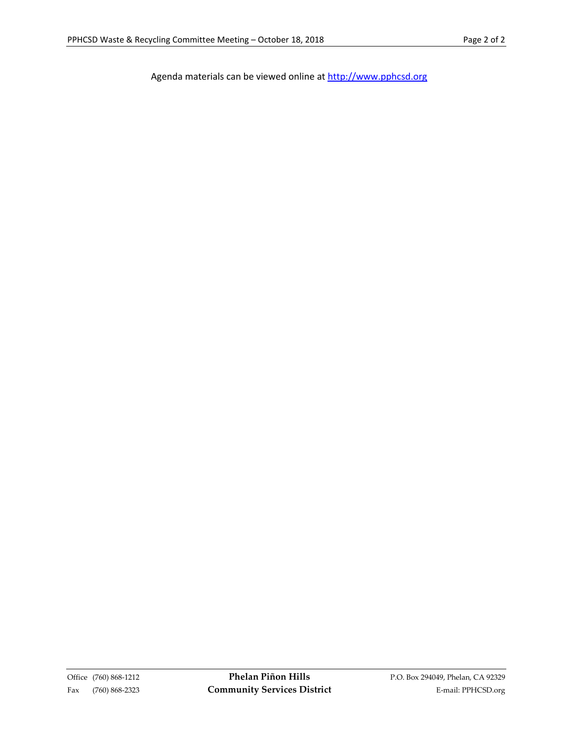Agenda materials can be viewed online at http://www.pphcsd.org

Office (760) 868-1212
Fax (760) 868-2323

**Phelan Piñon Hills Community Services District**

P.O. Box 294049, Phelan, CA 92329
E-mail: PPHCSD.org